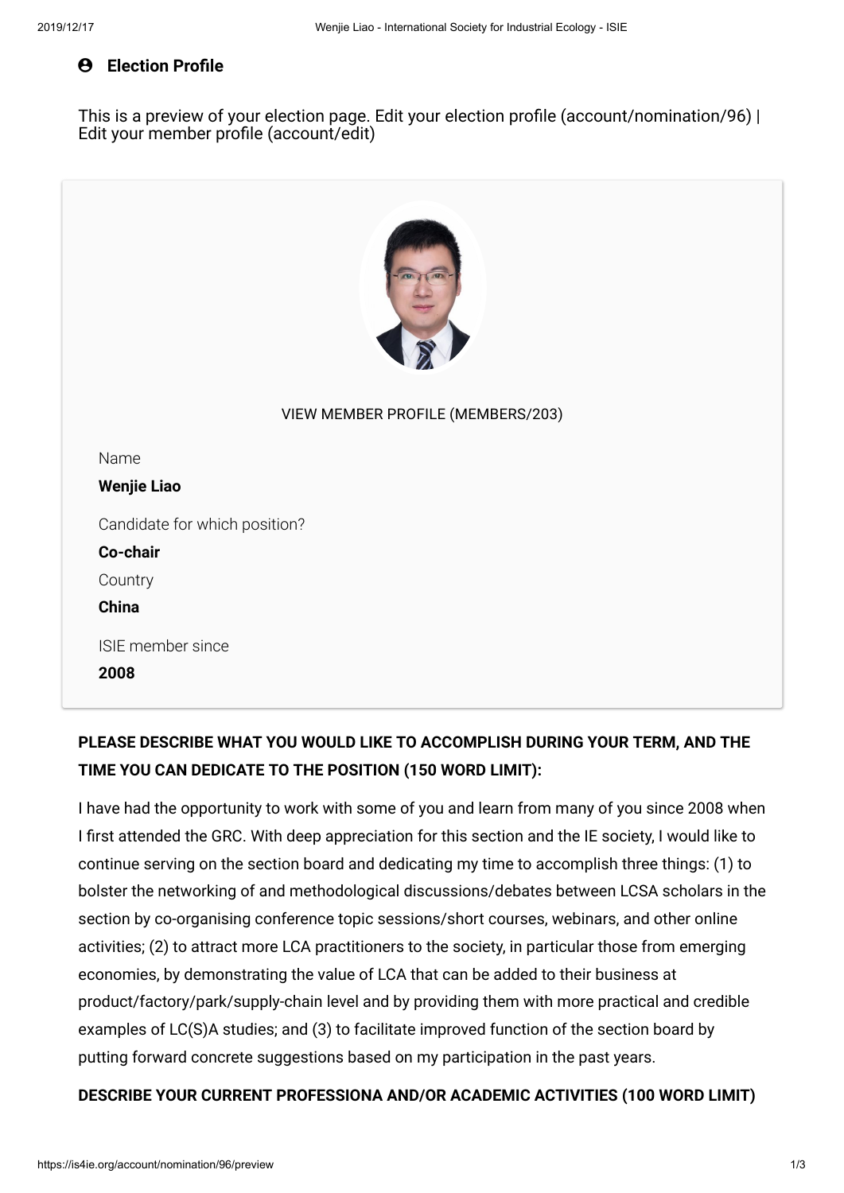## Election Profile

This is a preview of your election page. Edit your election profile (account/nomination/96) | Edit your member profile (account/edit)

VIEW MEMBER PROFILE (MEMBERS/203)

Name

**Wenjie Liao**

Candidate for which position?

**Co-chair**

Country

**China**

ISIE member since

**2008**

**PLEASE DESCRIBE WHAT YOU WOULD LIKE TO ACCOMPLISH DURING YOUR TERM, AND THE TIME YOU CAN DEDICATE TO THE POSITION (150 WORD LIMIT):**

I have had the opportunity to work with some of you and learn from many of you since 2008 when I first attended the GRC. With deep appreciation for this section and the IE society, I would like to continue serving on the section board and dedicating my time to accomplish three things: (1) to bolster the networking of and methodological discussions/debates between LCSA scholars in the section by co-organising conference topic sessions/short courses, webinars, and other online activities; (2) to attract more LCA practitioners to the society, in particular those from emerging economies, by demonstrating the value of LCA that can be added to their business at product/factory/park/supply-chain level and by providing them with more practical and credible examples of LC(S)A studies; and (3) to facilitate improved function of the section board by putting forward concrete suggestions based on my participation in the past years.

**DESCRIBE YOUR CURRENT PROFESSIONA AND/OR ACADEMIC ACTIVITIES (100 WORD LIMIT)**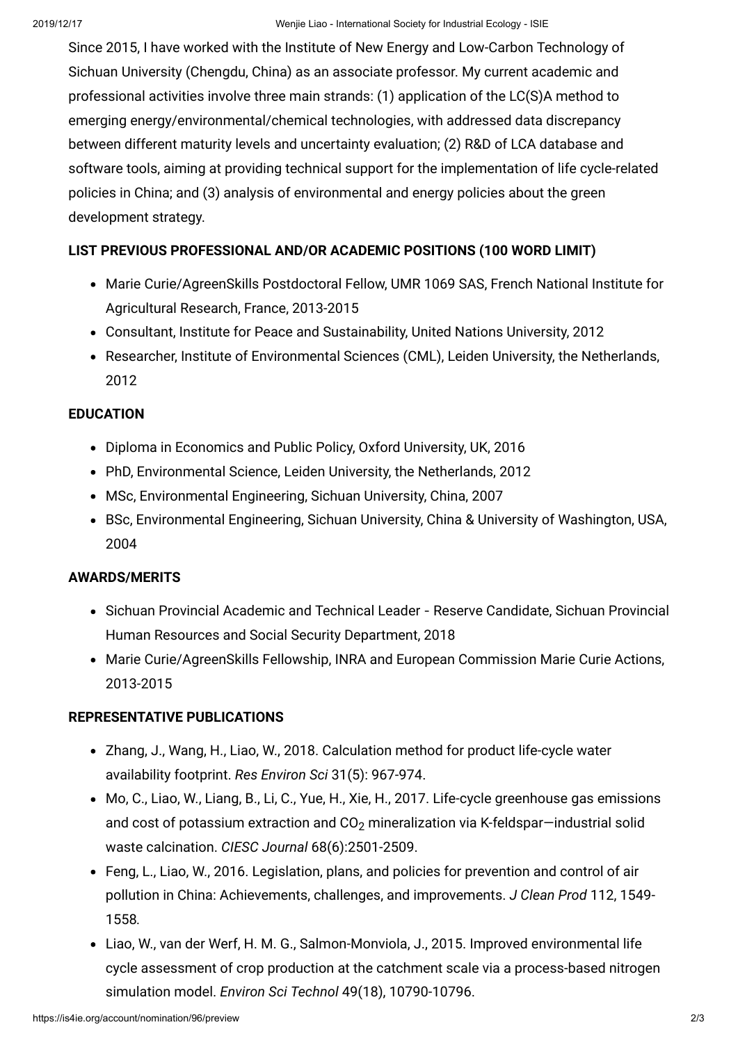Since 2015, I have worked with the Institute of New Energy and Low-Carbon Technology of Sichuan University (Chengdu, China) as an associate professor. My current academic and professional activities involve three main strands: (1) application of the LC(S)A method to emerging energy/environmental/chemical technologies, with addressed data discrepancy between different maturity levels and uncertainty evaluation; (2) R&D of LCA database and software tools, aiming at providing technical support for the implementation of life cycle-related policies in China; and (3) analysis of environmental and energy policies about the green development strategy.

**LIST PREVIOUS PROFESSIONAL AND/OR ACADEMIC POSITIONS (100 WORD LIMIT)**

- Marie Curie/AgreenSkills Postdoctoral Fellow, UMR 1069 SAS, French National Institute for Agricultural Research, France, 2013-2015
- Consultant, Institute for Peace and Sustainability, United Nations University, 2012
- Researcher, Institute of Environmental Sciences (CML), Leiden University, the Netherlands, 2012

**EDUCATION**

- Diploma in Economics and Public Policy, Oxford University, UK, 2016
- PhD, Environmental Science, Leiden University, the Netherlands, 2012
- MSc, Environmental Engineering, Sichuan University, China, 2007
- BSc, Environmental Engineering, Sichuan University, China & University of Washington, USA, 2004

**AWARDS/MERITS**

- Sichuan Provincial Academic and Technical Leader - Reserve Candidate, Sichuan Provincial Human Resources and Social Security Department, 2018
- Marie Curie/AgreenSkills Fellowship, INRA and European Commission Marie Curie Actions, 2013-2015

**REPRESENTATIVE PUBLICATIONS**

- Zhang, J., Wang, H., Liao, W., 2018. Calculation method for product life-cycle water availability footprint. *Res Environ Sci* 31(5): 967-974.
- Mo, C., Liao, W., Liang, B., Li, C., Yue, H., Xie, H., 2017. Life-cycle greenhouse gas emissions and cost of potassium extraction and $CO_2$ mineralization via K-feldspar—industrial solid waste calcination. *CIESC Journal* 68(6):2501-2509.
- Feng, L., Liao, W., 2016. Legislation, plans, and policies for prevention and control of air pollution in China: Achievements, challenges, and improvements. *J Clean Prod* 112, 1549-1558.
- Liao, W., van der Werf, H. M. G., Salmon-Monviola, J., 2015. Improved environmental life cycle assessment of crop production at the catchment scale via a process-based nitrogen simulation model. *Environ Sci Technol* 49(18), 10790-10796.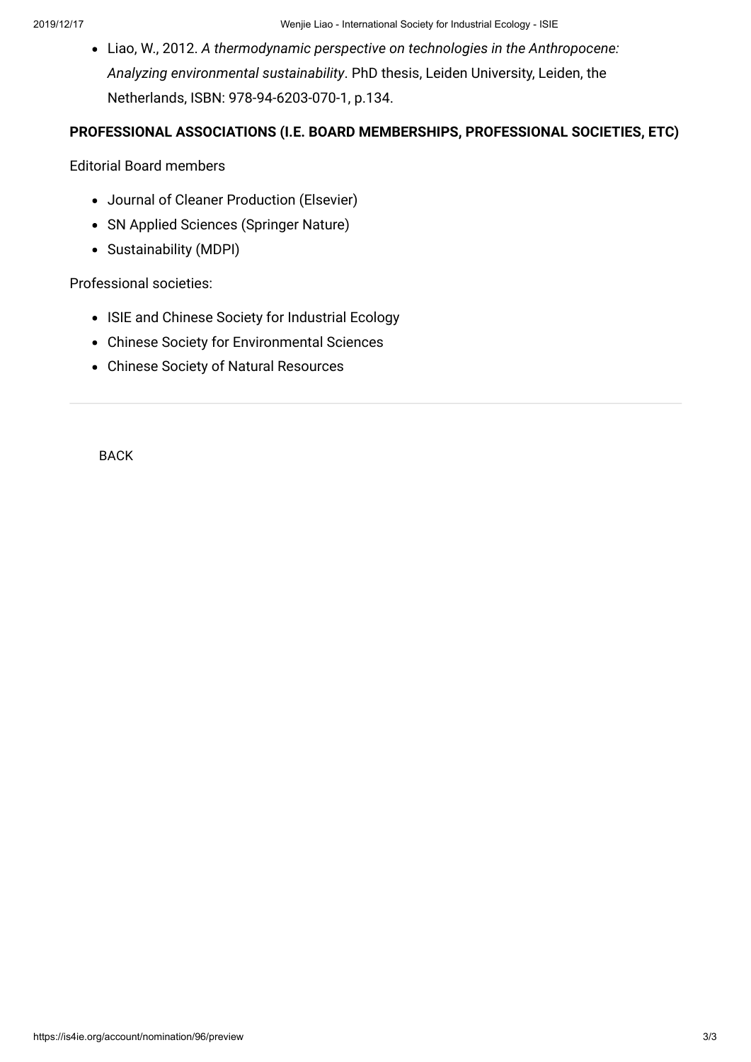- Liao, W., 2012. *A thermodynamic perspective on technologies in the Anthropocene: Analyzing environmental sustainability*. PhD thesis, Leiden University, Leiden, the Netherlands, ISBN: 978-94-6203-070-1, p.134.

### PROFESSIONAL ASSOCIATIONS (I.E. BOARD MEMBERSHIPS, PROFESSIONAL SOCIETIES, ETC)

Editorial Board members

- Journal of Cleaner Production (Elsevier)
- SN Applied Sciences (Springer Nature)
- Sustainability (MDPI)

Professional societies:

- ISIE and Chinese Society for Industrial Ecology
- Chinese Society for Environmental Sciences
- Chinese Society of Natural Resources

---

BACK